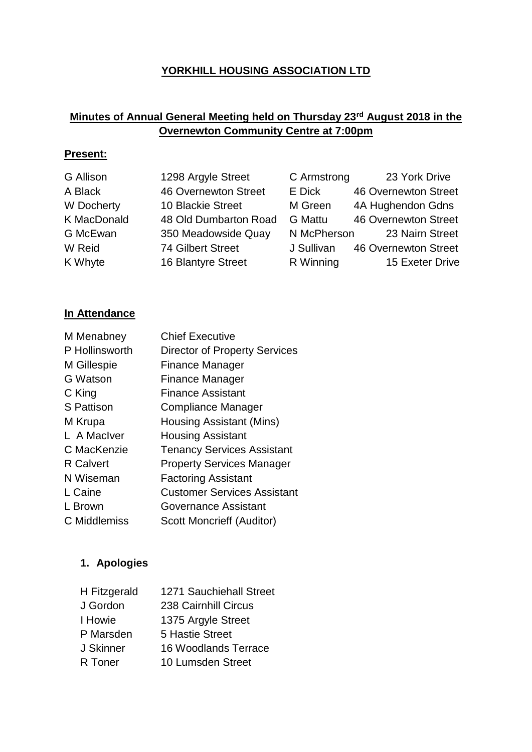# YORKHILL HOUSING ASSOCIATION LTD

## Minutes of Annual General Meeting held on Thursday 23rd August 2018 in the Overnewton Community Centre at 7:00pm

**Present:**

| | | | |
|---|---|---|---|
| G Allison | 1298 Argyle Street | C Armstrong | 23 York Drive |
| A Black | 46 Overnewton Street | E Dick | 46 Overnewton Street |
| W Docherty | 10 Blackie Street | M Green | 4A Hughendon Gdns |
| K MacDonald | 48 Old Dumbarton Road | G Mattu | 46 Overnewton Street |
| G McEwan | 350 Meadowside Quay | N McPherson | 23 Nairn Street |
| W Reid | 74 Gilbert Street | J Sullivan | 46 Overnewton Street |
| K Whyte | 16 Blantyre Street | R Winning | 15 Exeter Drive |

**In Attendance**

| | |
|---|---|
| M Menabney | Chief Executive |
| P Hollinsworth | Director of Property Services |
| M Gillespie | Finance Manager |
| G Watson | Finance Manager |
| C King | Finance Assistant |
| S Pattison | Compliance Manager |
| M Krupa | Housing Assistant (Mins) |
| L A MacIver | Housing Assistant |
| C MacKenzie | Tenancy Services Assistant |
| R Calvert | Property Services Manager |
| N Wiseman | Factoring Assistant |
| L Caine | Customer Services Assistant |
| L Brown | Governance Assistant |
| C Middlemiss | Scott Moncrieff (Auditor) |

**1. Apologies**

| | |
|---|---|
| H Fitzgerald | 1271 Sauchiehall Street |
| J Gordon | 238 Cairnhill Circus |
| I Howie | 1375 Argyle Street |
| P Marsden | 5 Hastie Street |
| J Skinner | 16 Woodlands Terrace |
| R Toner | 10 Lumsden Street |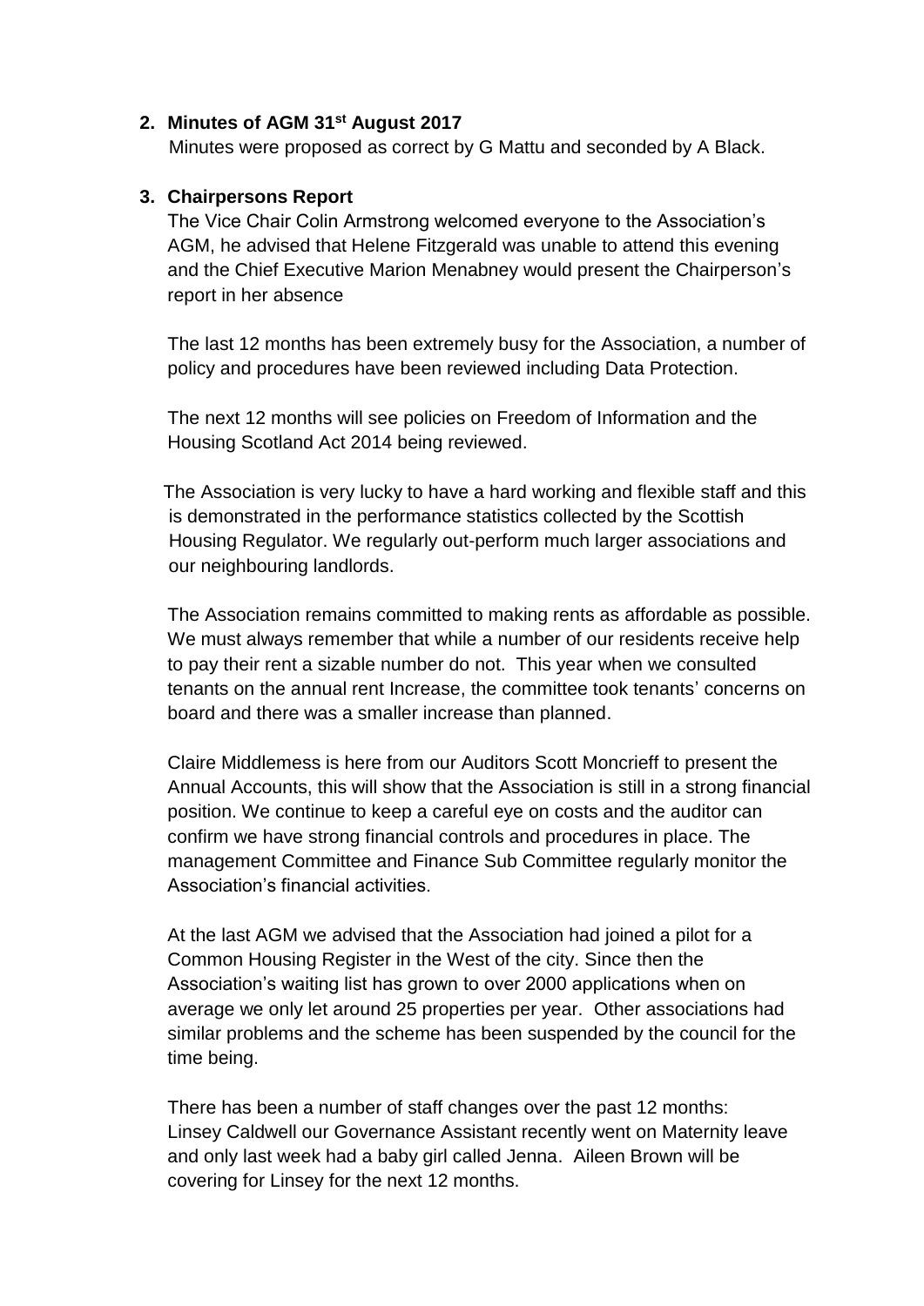2. **Minutes of AGM 31st August 2017**

   Minutes were proposed as correct by G Mattu and seconded by A Black.

3. **Chairpersons Report**

   The Vice Chair Colin Armstrong welcomed everyone to the Association's AGM, he advised that Helene Fitzgerald was unable to attend this evening and the Chief Executive Marion Menabney would present the Chairperson's report in her absence

   The last 12 months has been extremely busy for the Association, a number of policy and procedures have been reviewed including Data Protection.

   The next 12 months will see policies on Freedom of Information and the Housing Scotland Act 2014 being reviewed.

   The Association is very lucky to have a hard working and flexible staff and this is demonstrated in the performance statistics collected by the Scottish Housing Regulator. We regularly out-perform much larger associations and our neighbouring landlords.

   The Association remains committed to making rents as affordable as possible. We must always remember that while a number of our residents receive help to pay their rent a sizable number do not. This year when we consulted tenants on the annual rent Increase, the committee took tenants' concerns on board and there was a smaller increase than planned.

   Claire Middlemess is here from our Auditors Scott Moncrieff to present the Annual Accounts, this will show that the Association is still in a strong financial position. We continue to keep a careful eye on costs and the auditor can confirm we have strong financial controls and procedures in place. The management Committee and Finance Sub Committee regularly monitor the Association's financial activities.

   At the last AGM we advised that the Association had joined a pilot for a Common Housing Register in the West of the city. Since then the Association's waiting list has grown to over 2000 applications when on average we only let around 25 properties per year. Other associations had similar problems and the scheme has been suspended by the council for the time being.

   There has been a number of staff changes over the past 12 months: Linsey Caldwell our Governance Assistant recently went on Maternity leave and only last week had a baby girl called Jenna. Aileen Brown will be covering for Linsey for the next 12 months.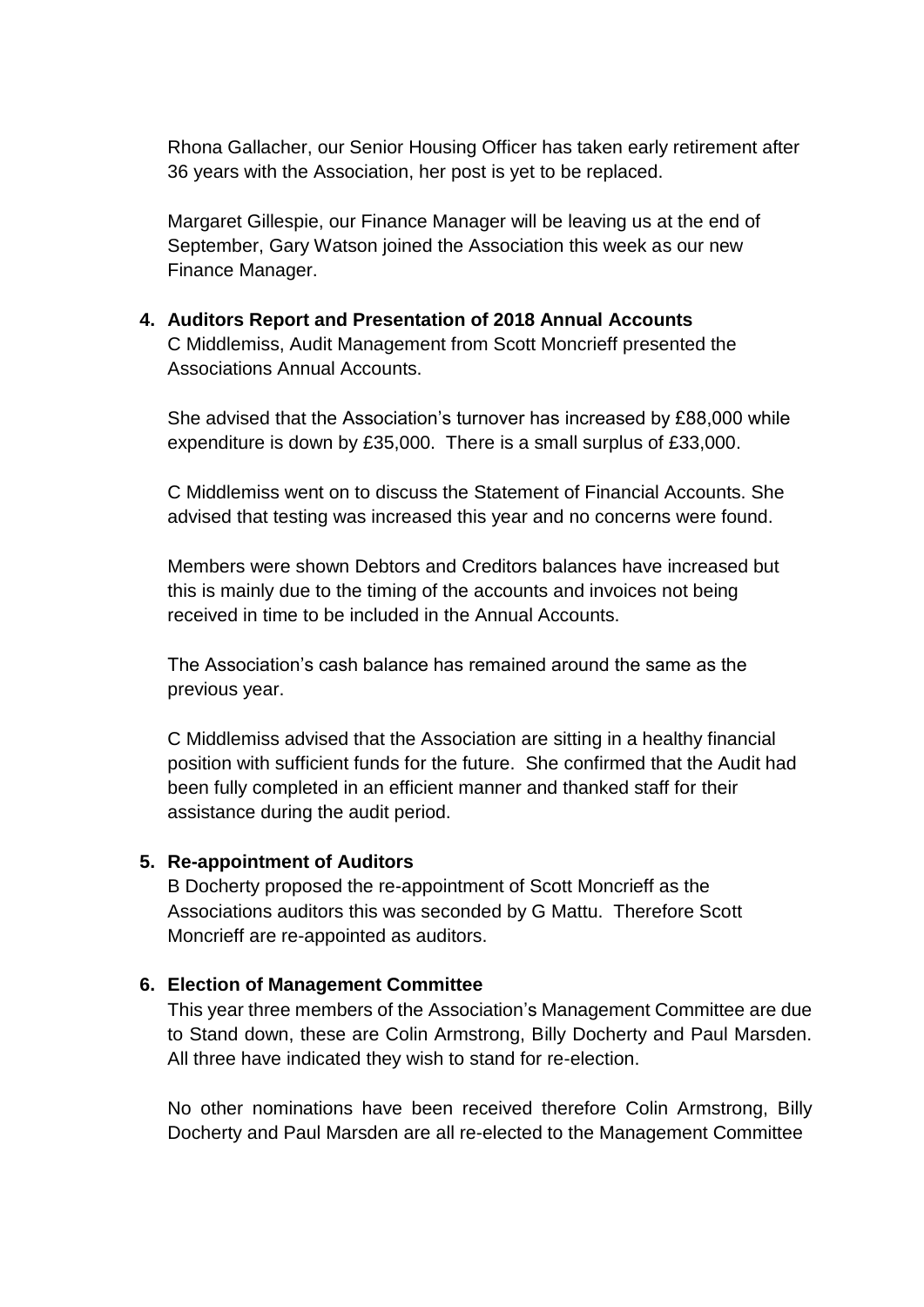Rhona Gallacher, our Senior Housing Officer has taken early retirement after 36 years with the Association, her post is yet to be replaced.

Margaret Gillespie, our Finance Manager will be leaving us at the end of September, Gary Watson joined the Association this week as our new Finance Manager.

**4. Auditors Report and Presentation of 2018 Annual Accounts**

C Middlemiss, Audit Management from Scott Moncrieff presented the Associations Annual Accounts.

She advised that the Association's turnover has increased by £88,000 while expenditure is down by £35,000. There is a small surplus of £33,000.

C Middlemiss went on to discuss the Statement of Financial Accounts. She advised that testing was increased this year and no concerns were found.

Members were shown Debtors and Creditors balances have increased but this is mainly due to the timing of the accounts and invoices not being received in time to be included in the Annual Accounts.

The Association's cash balance has remained around the same as the previous year.

C Middlemiss advised that the Association are sitting in a healthy financial position with sufficient funds for the future. She confirmed that the Audit had been fully completed in an efficient manner and thanked staff for their assistance during the audit period.

**5. Re-appointment of Auditors**

B Docherty proposed the re-appointment of Scott Moncrieff as the Associations auditors this was seconded by G Mattu. Therefore Scott Moncrieff are re-appointed as auditors.

**6. Election of Management Committee**

This year three members of the Association's Management Committee are due to Stand down, these are Colin Armstrong, Billy Docherty and Paul Marsden. All three have indicated they wish to stand for re-election.

No other nominations have been received therefore Colin Armstrong, Billy Docherty and Paul Marsden are all re-elected to the Management Committee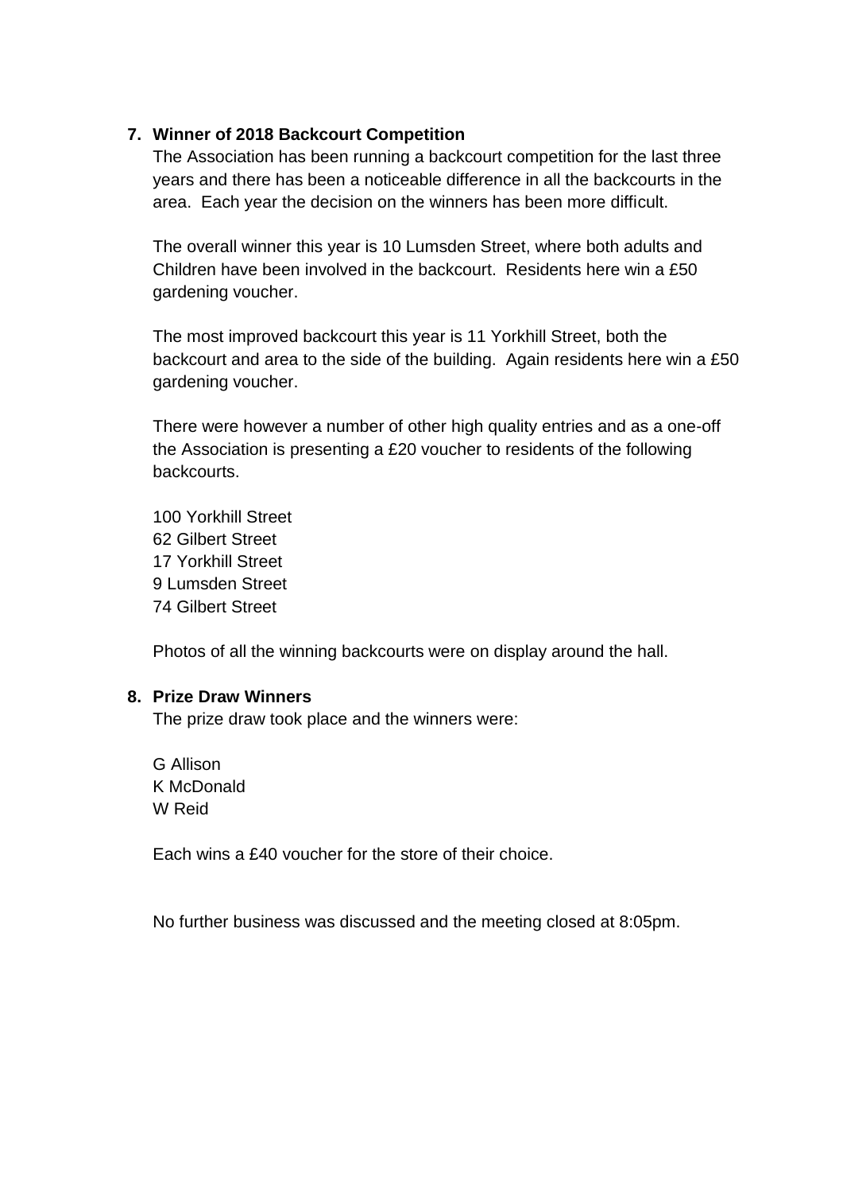7. **Winner of 2018 Backcourt Competition**

   The Association has been running a backcourt competition for the last three years and there has been a noticeable difference in all the backcourts in the area. Each year the decision on the winners has been more difficult.

   The overall winner this year is 10 Lumsden Street, where both adults and Children have been involved in the backcourt. Residents here win a £50 gardening voucher.

   The most improved backcourt this year is 11 Yorkhill Street, both the backcourt and area to the side of the building. Again residents here win a £50 gardening voucher.

   There were however a number of other high quality entries and as a one-off the Association is presenting a £20 voucher to residents of the following backcourts.

   100 Yorkhill Street
   62 Gilbert Street
   17 Yorkhill Street
   9 Lumsden Street
   74 Gilbert Street

   Photos of all the winning backcourts were on display around the hall.

8. **Prize Draw Winners**

   The prize draw took place and the winners were:

   G Allison
   K McDonald
   W Reid

   Each wins a £40 voucher for the store of their choice.

   No further business was discussed and the meeting closed at 8:05pm.